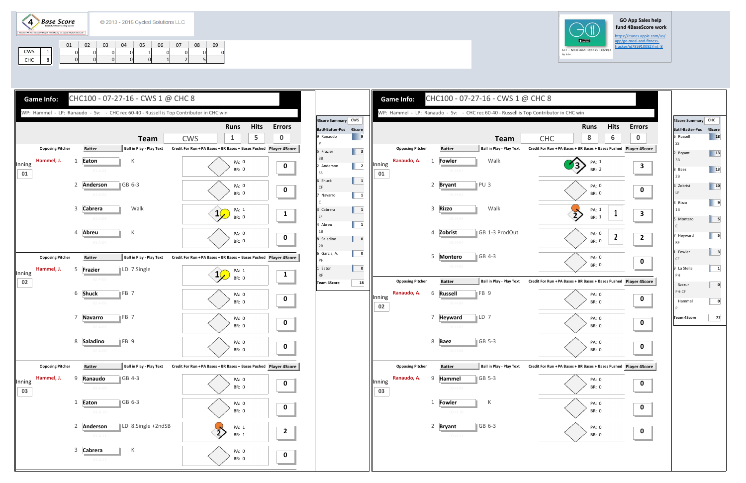4 Base Score

© 2013 - 2016 Cycled Solutions LLC

| | 01 | 02 | 03 | 04 | 05 | 06 | 07 | 08 | 09 |
|---|---|---|---|---|---|---|---|---|---|
| CWS 1 | 0 | 0 | 0 | 0 | 1 | 0 | 0 | 0 | 0 |
| CHC 8 | 0 | 0 | 0 | 0 | 0 | 1 | 2 | 5 | |

GO App Sales help fund 4BaseScore work

https://itunes.apple.com/us/app/go-meal-and-fitness-tracker/id785910082?mt=8

GO - Meal and Fitness Tracker

## Game Info: CHC100 - 07-27-16 - CWS 1 @ CHC 8

WP: Hammel - LP: Ranaudo - Sv: - CHC rec 60-40 - Russell is Top Contributor in CHC win

| Team | Runs | Hits | Errors |
|---|---|---|---|
| CWS | 1 | 5 | 0 |

| Inning | Opposing Pitcher | # | Batter | Ball in Play - Play Text | PA | BR | Player 4Score |
|---|---|---|---|---|---|---|---|
| 01 | Hammel, J. | 1 | Eaton | K | 0 | 0 | 0 |
| | | 2 | Anderson | GB 6-3 | 0 | 0 | 0 |
| | | 3 | Cabrera | Walk | 1 | 0 | 1 |
| | | 4 | Abreu | K | 0 | 0 | 0 |
| 02 | Hammel, J. | 5 | Frazier | LD 7.Single | 1 | 0 | 1 |
| | | 6 | Shuck | FB 7 | 0 | 0 | 0 |
| | | 7 | Navarro | FB 7 | 0 | 0 | 0 |
| | | 8 | Saladino | FB 9 | 0 | 0 | 0 |
| 03 | Hammel, J. | 9 | Ranaudo | GB 4-3 | 0 | 0 | 0 |
| | | 1 | Eaton | GB 6-3 | 0 | 0 | 0 |
| | | 2 | Anderson | LD 8.Single +2ndSB | 1 | 1 | 2 |
| | | 3 | Cabrera | K | 0 | 0 | 0 |

| 4Score Summary CWS | | |
|---|---|---|
| Bat#-Batter-Pos | | 4Score |
| 9 Ranaudo | P | 9 |
| 5 Frazier | 3B | 3 |
| 2 Anderson | SS | 2 |
| 6 Shuck | CF | 1 |
| 7 Navarro | C | 1 |
| 3 Cabrera | LF | 1 |
| 4 Abreu | 1B | 1 |
| 8 Saladino | 2B | 0 |
| 6 Garcia, A. | PH | 0 |
| 1 Eaton | RF | 0 |
| Team 4Score | | 18 |

## Game Info: CHC100 - 07-27-16 - CWS 1 @ CHC 8

WP: Hammel - LP: Ranaudo - Sv: - CHC rec 60-40 - Russell is Top Contributor in CHC win

| Team | Runs | Hits | Errors |
|---|---|---|---|
| CHC | 8 | 6 | 0 |

| Inning | Opposing Pitcher | # | Batter | Ball in Play - Play Text | PA | BR | Player 4Score |
|---|---|---|---|---|---|---|---|
| 01 | Ranaudo, A. | 1 | Fowler | Walk | 1 | 2 | 3 |
| | | 2 | Bryant | PU 3 | 0 | 0 | 0 |
| | | 3 | Rizzo | Walk | 1 | 1 | 3 |
| | | 4 | Zobrist | GB 1-3 ProdOut | 0 | 0 | 2 |
| | | 5 | Montero | GB 4-3 | 0 | 0 | 0 |
| 02 | Ranaudo, A. | 6 | Russell | FB 9 | 0 | 0 | 0 |
| | | 7 | Heyward | LD 7 | 0 | 0 | 0 |
| | | 8 | Baez | GB 5-3 | 0 | 0 | 0 |
| 03 | Ranaudo, A. | 9 | Hammel | GB 5-3 | 0 | 0 | 0 |
| | | 1 | Fowler | K | 0 | 0 | 0 |
| | | 2 | Bryant | GB 6-3 | 0 | 0 | 0 |

| 4Score Summary CHC | | |
|---|---|---|
| Bat#-Batter-Pos | | 4Score |
| 6 Russell | SS | 18 |
| 2 Bryant | 3B | 13 |
| 8 Baez | 2B | 13 |
| 4 Zobrist | LF | 10 |
| 3 Rizzo | 1B | 9 |
| 5 Montero | C | 5 |
| 7 Heyward | RF | 5 |
| 1 Fowler | CF | 3 |
| 9 La Stella | PH | 1 |
| Szczur | PH-CF | 0 |
| Hammel | P | 0 |
| Team 4Score | | 77 |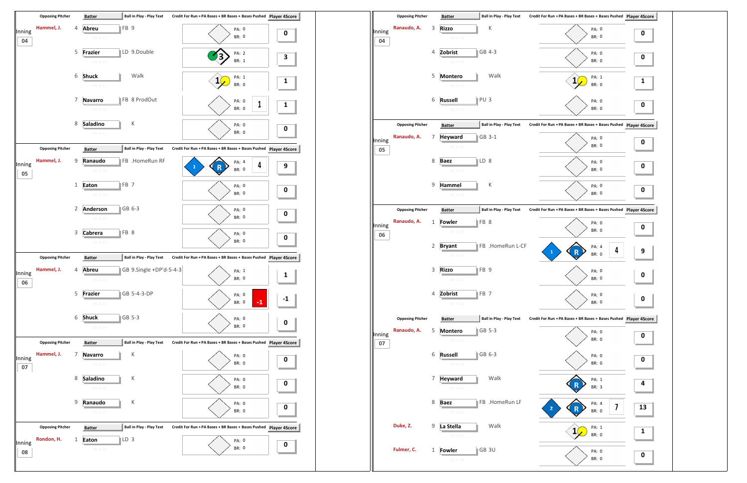| Inning | Opposing Pitcher | # | Batter | Ball in Play - Play Text | Credit For Run + PA Bases + BR Bases + Bases Pushed | Player 4Score |
|---|---|---|---|---|---|---|
| 04 | Hammel, J. | 4 | Abreu | FB 9 | PA: 0, BR: 0 | 0 |
| | | 5 | Frazier | LD 9.Double | 3; PA: 2, BR: 1 | 3 |
| | | 6 | Shuck | Walk | 1; PA: 1, BR: 0 | 1 |
| | | 7 | Navarro | FB 8 ProdOut | PA: 0, BR: 0; 1 | 1 |
| | | 8 | Saladino | K | PA: 0, BR: 0 | 0 |
| 05 | Hammel, J. | 9 | Ranaudo | FB .HomeRun RF | 1, R; PA: 4, BR: 0; 4 | 9 |
| | | 1 | Eaton | FB 7 | PA: 0, BR: 0 | 0 |
| | | 2 | Anderson | GB 6-3 | PA: 0, BR: 0 | 0 |
| | | 3 | Cabrera | FB 8 | PA: 0, BR: 0 | 0 |
| 06 | Hammel, J. | 4 | Abreu | GB 9.Single +DP'd-5-4-3 | PA: 1, BR: 0 | 1 |
| | | 5 | Frazier | GB 5-4-3-DP | PA: 0, BR: 0; -1 | -1 |
| | | 6 | Shuck | GB 5-3 | PA: 0, BR: 0 | 0 |
| 07 | Hammel, J. | 7 | Navarro | K | PA: 0, BR: 0 | 0 |
| | | 8 | Saladino | K | PA: 0, BR: 0 | 0 |
| | | 9 | Ranaudo | K | PA: 0, BR: 0 | 0 |
| 08 | Rondon, H. | 1 | Eaton | LD 3 | PA: 0, BR: 0 | 0 |

| Inning | Opposing Pitcher | # | Batter | Ball in Play - Play Text | Credit For Run + PA Bases + BR Bases + Bases Pushed | Player 4Score |
|---|---|---|---|---|---|---|
| 04 | Ranaudo, A. | 3 | Rizzo | K | PA: 0, BR: 0 | 0 |
| | | 4 | Zobrist | GB 4-3 | PA: 0, BR: 0 | 0 |
| | | 5 | Montero | Walk | 1; PA: 1, BR: 0 | 1 |
| | | 6 | Russell | PU 3 | PA: 0, BR: 0 | 0 |
| 05 | Ranaudo, A. | 7 | Heyward | GB 3-1 | PA: 0, BR: 0 | 0 |
| | | 8 | Baez | LD 8 | PA: 0, BR: 0 | 0 |
| | | 9 | Hammel | K | PA: 0, BR: 0 | 0 |
| 06 | Ranaudo, A. | 1 | Fowler | FB 8 | PA: 0, BR: 0 | 0 |
| | | 2 | Bryant | FB .HomeRun L-CF | 1, R; PA: 4, BR: 0; 4 | 9 |
| | | 3 | Rizzo | FB 9 | PA: 0, BR: 0 | 0 |
| | | 4 | Zobrist | FB 7 | PA: 0, BR: 0 | 0 |
| 07 | Ranaudo, A. | 5 | Montero | GB 5-3 | PA: 0, BR: 0 | 0 |
| | | 6 | Russell | GB 6-3 | PA: 0, BR: 0 | 0 |
| | | 7 | Heyward | Walk | R; PA: 1, BR: 3 | 4 |
| | | 8 | Baez | FB .HomeRun LF | 2, R; PA: 4, BR: 0; 7 | 13 |
| | Duke, Z. | 9 | La Stella | Walk | 1; PA: 1, BR: 0 | 1 |
| | Fulmer, C. | 1 | Fowler | GB 3U | PA: 0, BR: 0 | 0 |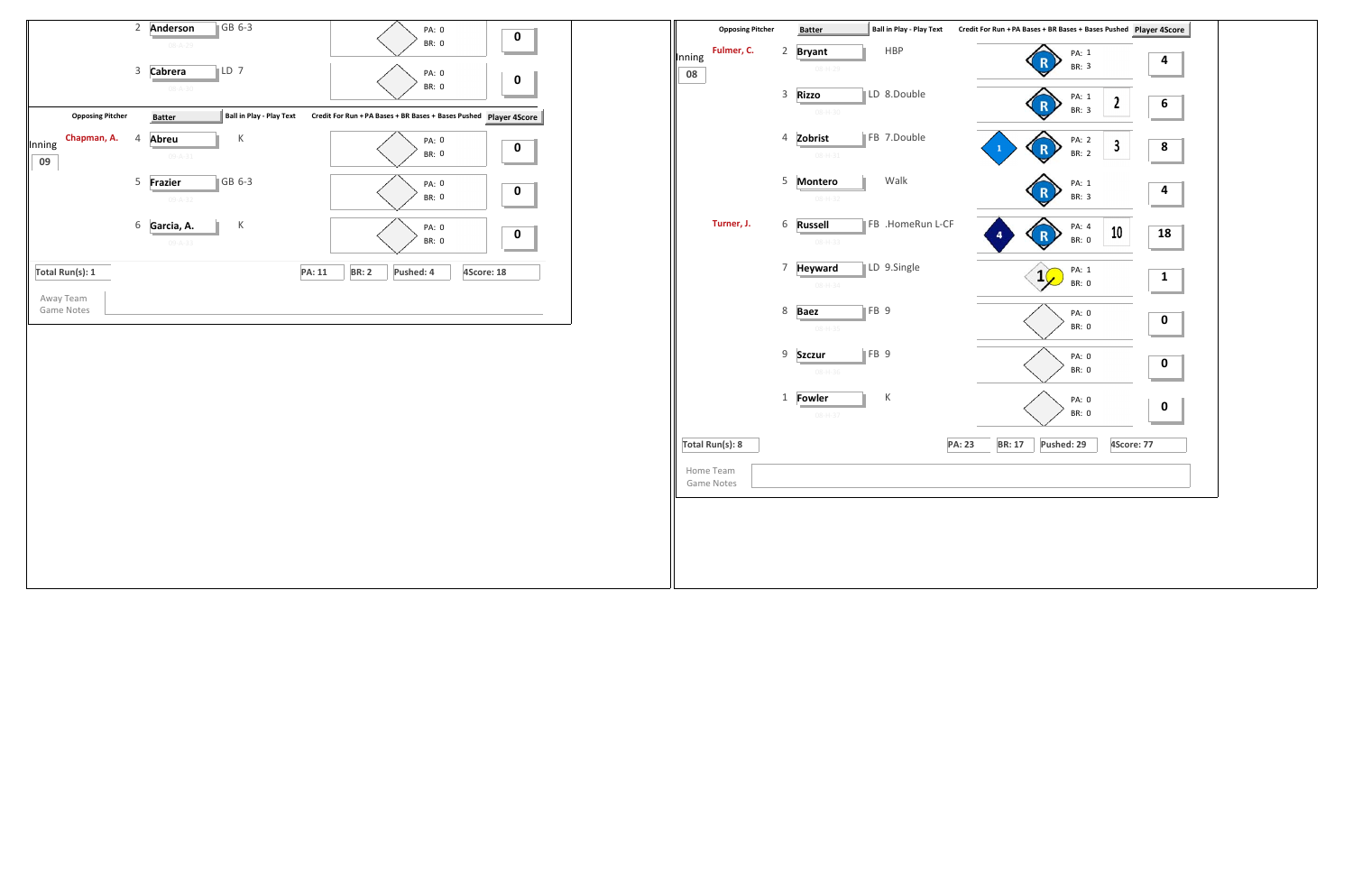## Away Team

| Inning | Opposing Pitcher | # | Batter | Ball in Play - Play Text | Credit For Run + PA Bases + BR Bases + Bases Pushed | Player 4Score |
|---|---|---|---|---|---|---|
| | | 2 | Anderson | GB 6-3 | PA: 0 BR: 0 | 0 |
| | | 3 | Cabrera | LD 7 | PA: 0 BR: 0 | 0 |
| 09 | Chapman, A. | 4 | Abreu | K | PA: 0 BR: 0 | 0 |
| | | 5 | Frazier | GB 6-3 | PA: 0 BR: 0 | 0 |
| | | 6 | Garcia, A. | K | PA: 0 BR: 0 | 0 |

Total Run(s): 1 | PA: 11 | BR: 2 | Pushed: 4 | 4Score: 18

Away Team Game Notes

## Home Team

| Inning | Opposing Pitcher | # | Batter | Ball in Play - Play Text | Credit For Run + PA Bases + BR Bases + Bases Pushed | Player 4Score |
|---|---|---|---|---|---|---|
| 08 | Fulmer, C. | 2 | Bryant | HBP | R PA: 1 BR: 3 | 4 |
| | | 3 | Rizzo | LD 8.Double | R PA: 1 BR: 3 2 | 6 |
| | | 4 | Zobrist | FB 7.Double | 1 R PA: 2 BR: 2 3 | 8 |
| | | 5 | Montero | Walk | R PA: 1 BR: 3 | 4 |
| | Turner, J. | 6 | Russell | FB .HomeRun L-CF | 4 R PA: 4 BR: 0 10 | 18 |
| | | 7 | Heyward | LD 9.Single | 1 PA: 1 BR: 0 | 1 |
| | | 8 | Baez | FB 9 | PA: 0 BR: 0 | 0 |
| | | 9 | Szczur | FB 9 | PA: 0 BR: 0 | 0 |
| | | 1 | Fowler | K | PA: 0 BR: 0 | 0 |

Total Run(s): 8 | PA: 23 | BR: 17 | Pushed: 29 | 4Score: 77

Home Team Game Notes